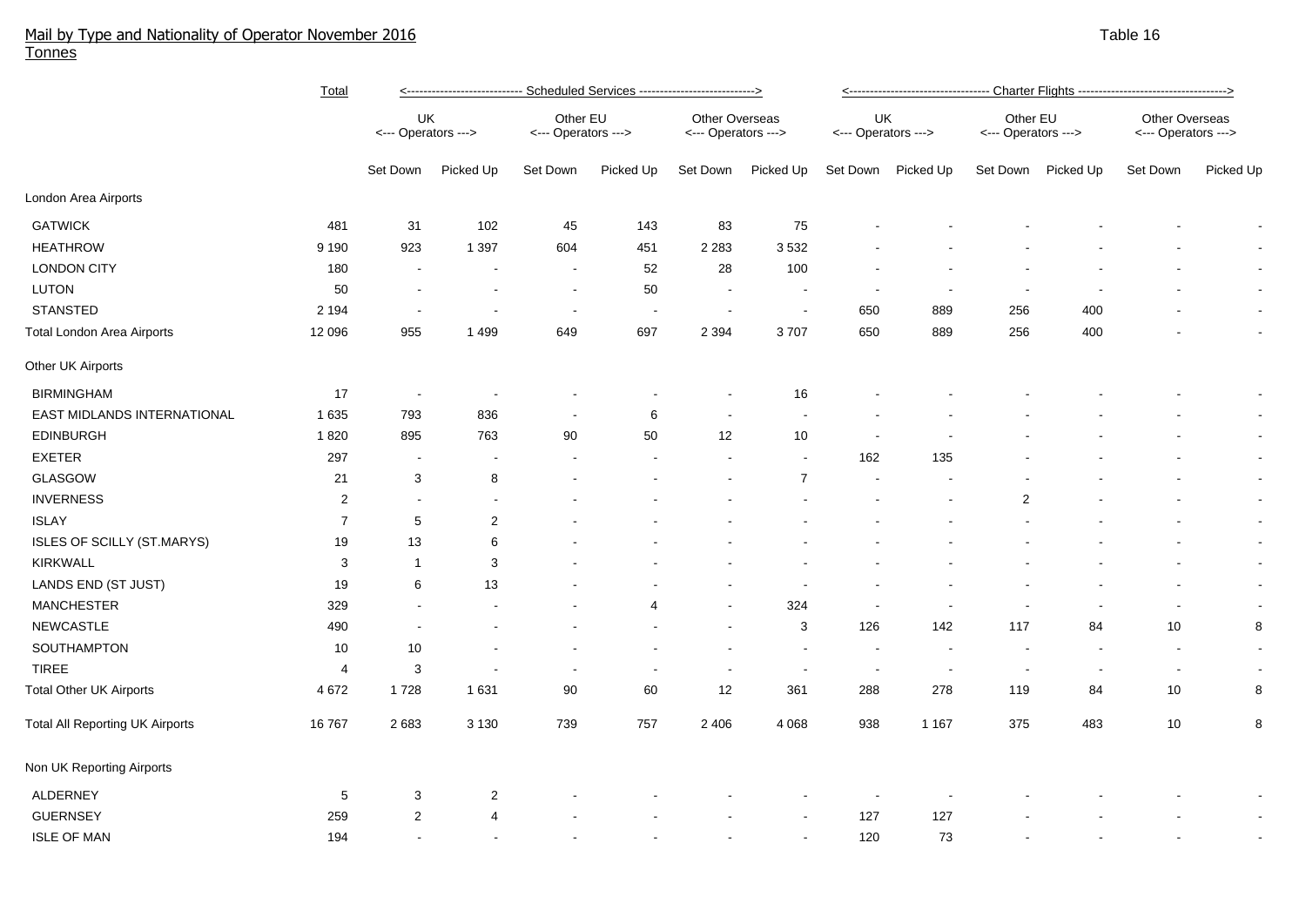## Mail by Type and Nationality of Operator November 2016

Tonnes

Table 16

| | Total | Scheduled Services | | | | | | Charter Flights | | | | | |
|---|---|---|---|---|---|---|---|---|---|---|---|---|---|
| | | UK <--- Operators ---> | | Other EU <--- Operators ---> | | Other Overseas <--- Operators ---> | | UK <--- Operators ---> | | Other EU <--- Operators ---> | | Other Overseas <--- Operators ---> | |
| | | Set Down | Picked Up | Set Down | Picked Up | Set Down | Picked Up | Set Down | Picked Up | Set Down | Picked Up | Set Down | Picked Up |
| London Area Airports | | | | | | | | | | | | | |
| GATWICK | 481 | 31 | 102 | 45 | 143 | 83 | 75 | - | - | - | - | - | - |
| HEATHROW | 9 190 | 923 | 1 397 | 604 | 451 | 2 283 | 3 532 | - | - | - | - | - | - |
| LONDON CITY | 180 | - | - | - | 52 | 28 | 100 | - | - | - | - | - | - |
| LUTON | 50 | - | - | - | 50 | - | - | - | - | - | - | - | - |
| STANSTED | 2 194 | - | - | - | - | - | - | 650 | 889 | 256 | 400 | - | - |
| Total London Area Airports | 12 096 | 955 | 1 499 | 649 | 697 | 2 394 | 3 707 | 650 | 889 | 256 | 400 | - | - |
| Other UK Airports | | | | | | | | | | | | | |
| BIRMINGHAM | 17 | - | - | - | - | - | 16 | - | - | - | - | - | - |
| EAST MIDLANDS INTERNATIONAL | 1 635 | 793 | 836 | - | 6 | - | - | - | - | - | - | - | - |
| EDINBURGH | 1 820 | 895 | 763 | 90 | 50 | 12 | 10 | - | - | - | - | - | - |
| EXETER | 297 | - | - | - | - | - | - | 162 | 135 | - | - | - | - |
| GLASGOW | 21 | 3 | 8 | - | - | - | 7 | - | - | - | - | - | - |
| INVERNESS | 2 | - | - | - | - | - | - | - | - | 2 | - | - | - |
| ISLAY | 7 | 5 | 2 | - | - | - | - | - | - | - | - | - | - |
| ISLES OF SCILLY (ST.MARYS) | 19 | 13 | 6 | - | - | - | - | - | - | - | - | - | - |
| KIRKWALL | 3 | 1 | 3 | - | - | - | - | - | - | - | - | - | - |
| LANDS END (ST JUST) | 19 | 6 | 13 | - | - | - | - | - | - | - | - | - | - |
| MANCHESTER | 329 | - | - | - | 4 | - | 324 | - | - | - | - | - | - |
| NEWCASTLE | 490 | - | - | - | - | - | 3 | 126 | 142 | 117 | 84 | 10 | 8 |
| SOUTHAMPTON | 10 | 10 | - | - | - | - | - | - | - | - | - | - | - |
| TIREE | 4 | 3 | - | - | - | - | - | - | - | - | - | - | - |
| Total Other UK Airports | 4 672 | 1 728 | 1 631 | 90 | 60 | 12 | 361 | 288 | 278 | 119 | 84 | 10 | 8 |
| Total All Reporting UK Airports | 16 767 | 2 683 | 3 130 | 739 | 757 | 2 406 | 4 068 | 938 | 1 167 | 375 | 483 | 10 | 8 |
| Non UK Reporting Airports | | | | | | | | | | | | | |
| ALDERNEY | 5 | 3 | 2 | - | - | - | - | - | - | - | - | - | - |
| GUERNSEY | 259 | 2 | 4 | - | - | - | - | 127 | 127 | - | - | - | - |
| ISLE OF MAN | 194 | - | - | - | - | - | - | 120 | 73 | - | - | - | - |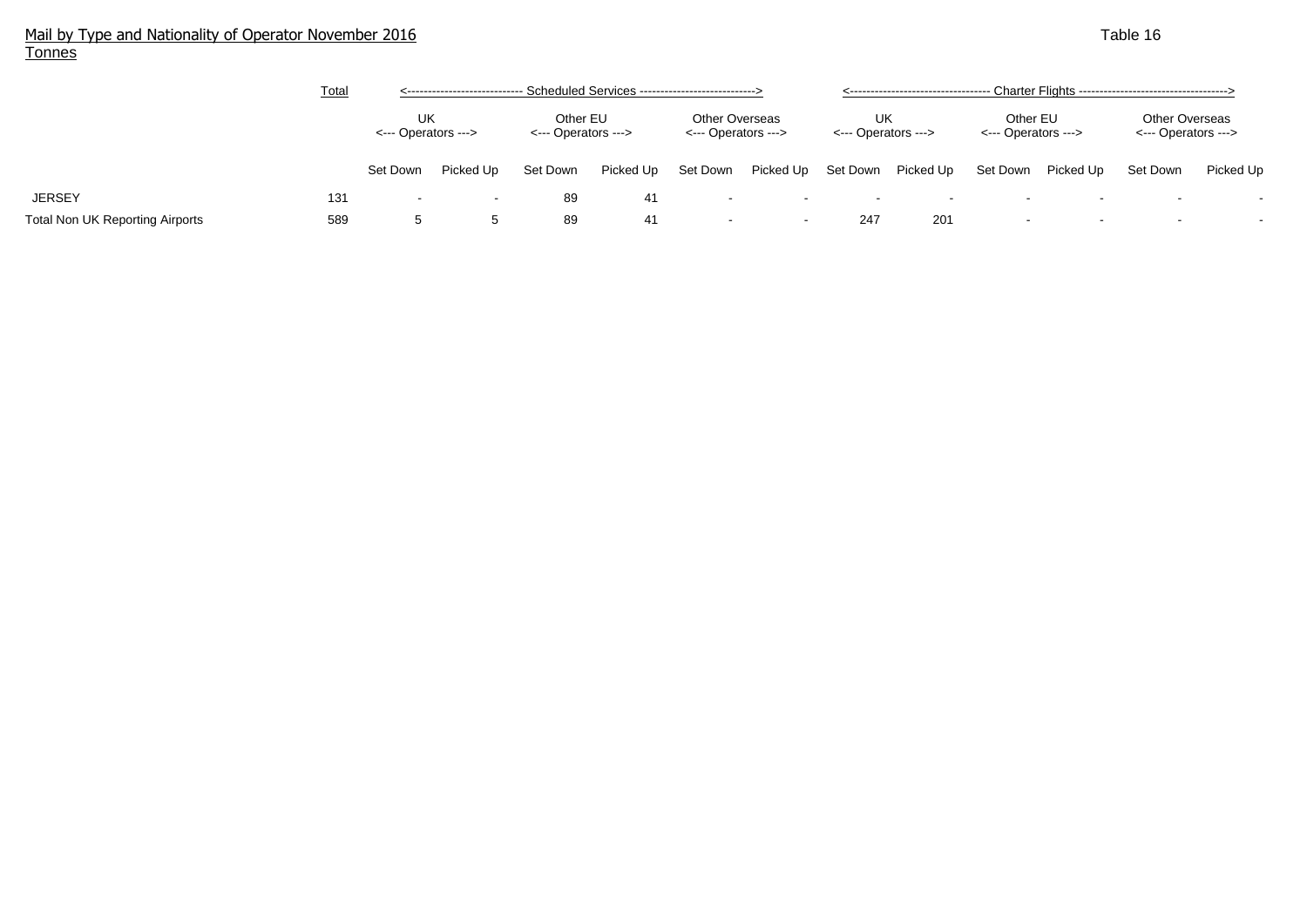Mail by Type and Nationality of Operator November 2016
Tonnes

Table 16

| | Total | Scheduled Services | | | | | | Charter Flights | | | | | |
|---|---|---|---|---|---|---|---|---|---|---|---|---|---|
| | | UK Operators | | Other EU Operators | | Other Overseas Operators | | UK Operators | | Other EU Operators | | Other Overseas Operators | |
| | | Set Down | Picked Up | Set Down | Picked Up | Set Down | Picked Up | Set Down | Picked Up | Set Down | Picked Up | Set Down | Picked Up |
| JERSEY | 131 | - | - | 89 | 41 | - | - | - | - | - | - | - | - |
| Total Non UK Reporting Airports | 589 | 5 | 5 | 89 | 41 | - | - | 247 | 201 | - | - | - | - |